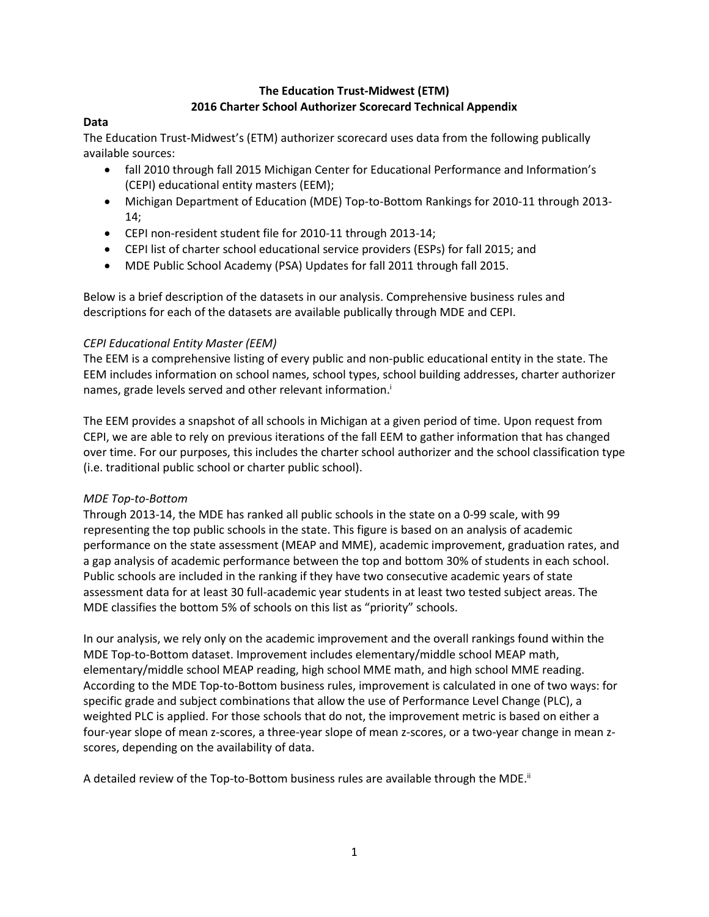# The Education Trust-Midwest (ETM)
## 2016 Charter School Authorizer Scorecard Technical Appendix

### Data

The Education Trust-Midwest's (ETM) authorizer scorecard uses data from the following publically available sources:

- fall 2010 through fall 2015 Michigan Center for Educational Performance and Information's (CEPI) educational entity masters (EEM);
- Michigan Department of Education (MDE) Top-to-Bottom Rankings for 2010-11 through 2013-14;
- CEPI non-resident student file for 2010-11 through 2013-14;
- CEPI list of charter school educational service providers (ESPs) for fall 2015; and
- MDE Public School Academy (PSA) Updates for fall 2011 through fall 2015.

Below is a brief description of the datasets in our analysis. Comprehensive business rules and descriptions for each of the datasets are available publically through MDE and CEPI.

*CEPI Educational Entity Master (EEM)*

The EEM is a comprehensive listing of every public and non-public educational entity in the state. The EEM includes information on school names, school types, school building addresses, charter authorizer names, grade levels served and other relevant information.[i]

The EEM provides a snapshot of all schools in Michigan at a given period of time. Upon request from CEPI, we are able to rely on previous iterations of the fall EEM to gather information that has changed over time. For our purposes, this includes the charter school authorizer and the school classification type (i.e. traditional public school or charter public school).

*MDE Top-to-Bottom*

Through 2013-14, the MDE has ranked all public schools in the state on a 0-99 scale, with 99 representing the top public schools in the state. This figure is based on an analysis of academic performance on the state assessment (MEAP and MME), academic improvement, graduation rates, and a gap analysis of academic performance between the top and bottom 30% of students in each school. Public schools are included in the ranking if they have two consecutive academic years of state assessment data for at least 30 full-academic year students in at least two tested subject areas. The MDE classifies the bottom 5% of schools on this list as "priority" schools.

In our analysis, we rely only on the academic improvement and the overall rankings found within the MDE Top-to-Bottom dataset. Improvement includes elementary/middle school MEAP math, elementary/middle school MEAP reading, high school MME math, and high school MME reading. According to the MDE Top-to-Bottom business rules, improvement is calculated in one of two ways: for specific grade and subject combinations that allow the use of Performance Level Change (PLC), a weighted PLC is applied. For those schools that do not, the improvement metric is based on either a four-year slope of mean z-scores, a three-year slope of mean z-scores, or a two-year change in mean z-scores, depending on the availability of data.

A detailed review of the Top-to-Bottom business rules are available through the MDE.[ii]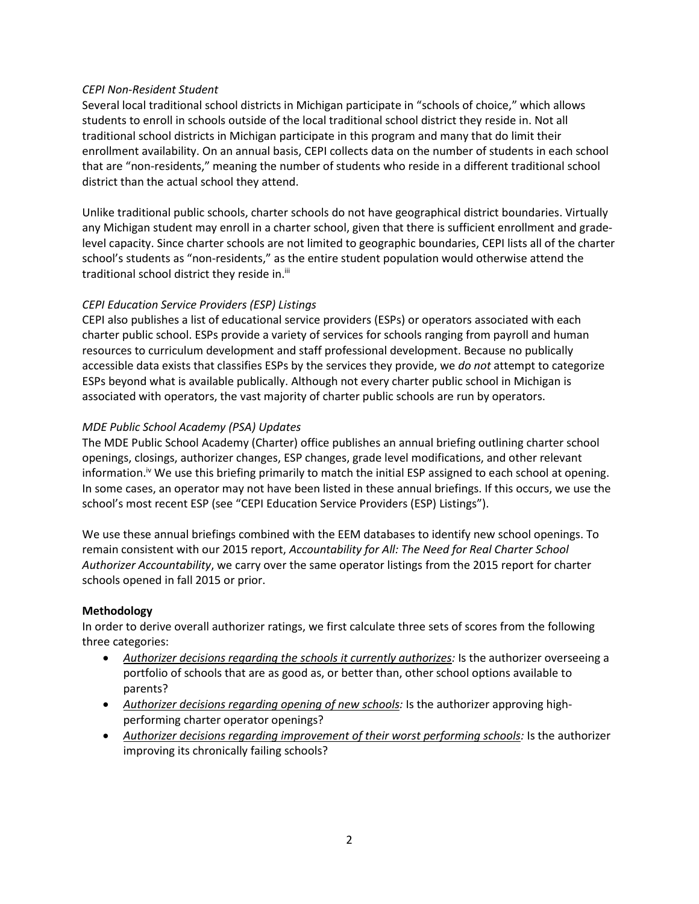*CEPI Non-Resident Student*

Several local traditional school districts in Michigan participate in "schools of choice," which allows students to enroll in schools outside of the local traditional school district they reside in. Not all traditional school districts in Michigan participate in this program and many that do limit their enrollment availability. On an annual basis, CEPI collects data on the number of students in each school that are "non-residents," meaning the number of students who reside in a different traditional school district than the actual school they attend.

Unlike traditional public schools, charter schools do not have geographical district boundaries. Virtually any Michigan student may enroll in a charter school, given that there is sufficient enrollment and grade-level capacity. Since charter schools are not limited to geographic boundaries, CEPI lists all of the charter school's students as "non-residents," as the entire student population would otherwise attend the traditional school district they reside in.[iii]

*CEPI Education Service Providers (ESP) Listings*

CEPI also publishes a list of educational service providers (ESPs) or operators associated with each charter public school. ESPs provide a variety of services for schools ranging from payroll and human resources to curriculum development and staff professional development. Because no publically accessible data exists that classifies ESPs by the services they provide, we *do not* attempt to categorize ESPs beyond what is available publically. Although not every charter public school in Michigan is associated with operators, the vast majority of charter public schools are run by operators.

*MDE Public School Academy (PSA) Updates*

The MDE Public School Academy (Charter) office publishes an annual briefing outlining charter school openings, closings, authorizer changes, ESP changes, grade level modifications, and other relevant information.[iv] We use this briefing primarily to match the initial ESP assigned to each school at opening. In some cases, an operator may not have been listed in these annual briefings. If this occurs, we use the school's most recent ESP (see "CEPI Education Service Providers (ESP) Listings").

We use these annual briefings combined with the EEM databases to identify new school openings. To remain consistent with our 2015 report, *Accountability for All: The Need for Real Charter School Authorizer Accountability*, we carry over the same operator listings from the 2015 report for charter schools opened in fall 2015 or prior.

**Methodology**

In order to derive overall authorizer ratings, we first calculate three sets of scores from the following three categories:

- *Authorizer decisions regarding the schools it currently authorizes:* Is the authorizer overseeing a portfolio of schools that are as good as, or better than, other school options available to parents?
- *Authorizer decisions regarding opening of new schools:* Is the authorizer approving high-performing charter operator openings?
- *Authorizer decisions regarding improvement of their worst performing schools:* Is the authorizer improving its chronically failing schools?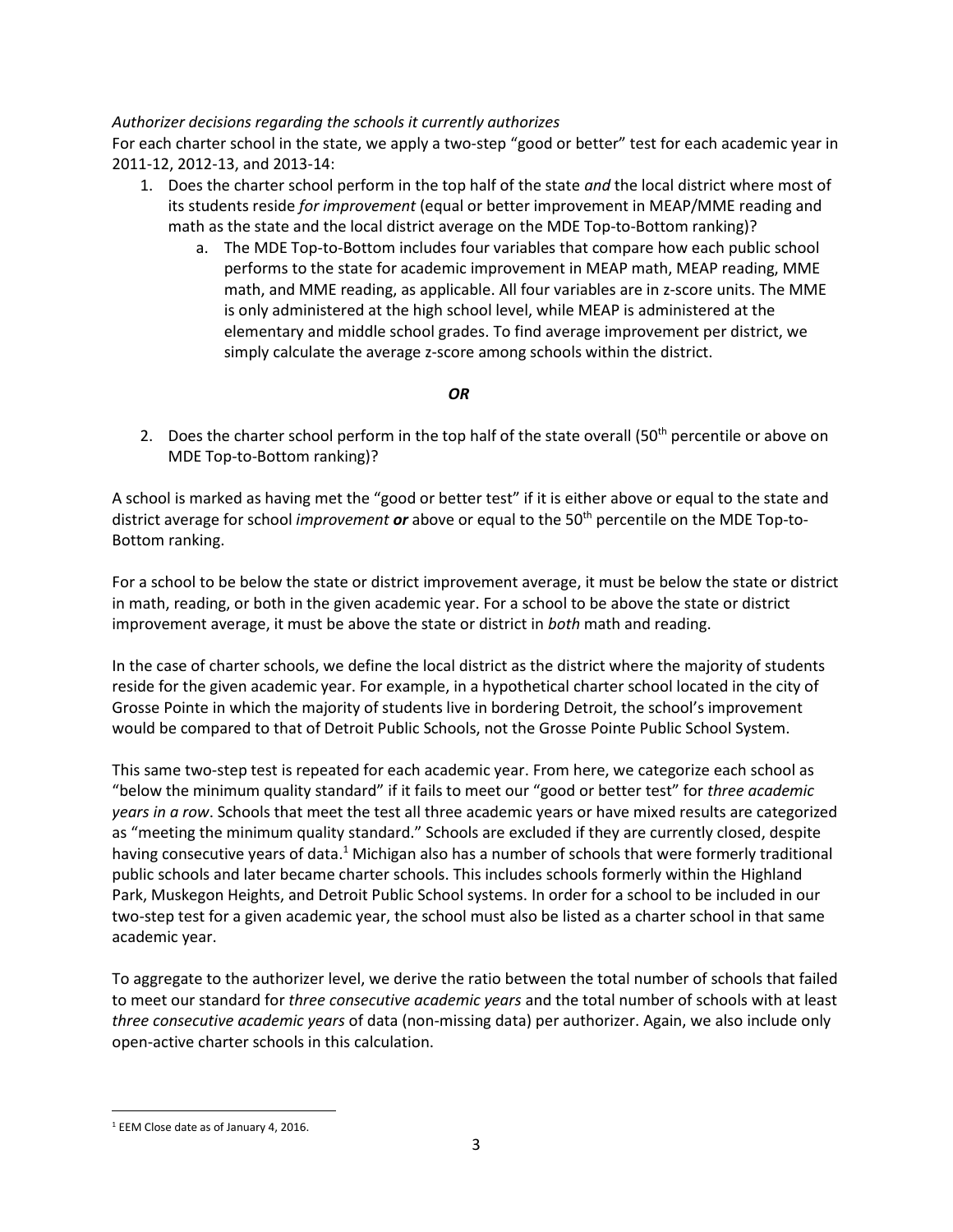*Authorizer decisions regarding the schools it currently authorizes*

For each charter school in the state, we apply a two-step "good or better" test for each academic year in 2011-12, 2012-13, and 2013-14:

1. Does the charter school perform in the top half of the state *and* the local district where most of its students reside *for improvement* (equal or better improvement in MEAP/MME reading and math as the state and the local district average on the MDE Top-to-Bottom ranking)?
    a. The MDE Top-to-Bottom includes four variables that compare how each public school performs to the state for academic improvement in MEAP math, MEAP reading, MME math, and MME reading, as applicable. All four variables are in z-score units. The MME is only administered at the high school level, while MEAP is administered at the elementary and middle school grades. To find average improvement per district, we simply calculate the average z-score among schools within the district.

***OR***

2. Does the charter school perform in the top half of the state overall (50th percentile or above on MDE Top-to-Bottom ranking)?

A school is marked as having met the "good or better test" if it is either above or equal to the state and district average for school *improvement* ***or*** above or equal to the 50th percentile on the MDE Top-to-Bottom ranking.

For a school to be below the state or district improvement average, it must be below the state or district in math, reading, or both in the given academic year. For a school to be above the state or district improvement average, it must be above the state or district in *both* math and reading.

In the case of charter schools, we define the local district as the district where the majority of students reside for the given academic year. For example, in a hypothetical charter school located in the city of Grosse Pointe in which the majority of students live in bordering Detroit, the school's improvement would be compared to that of Detroit Public Schools, not the Grosse Pointe Public School System.

This same two-step test is repeated for each academic year. From here, we categorize each school as "below the minimum quality standard" if it fails to meet our "good or better test" for *three academic years in a row*. Schools that meet the test all three academic years or have mixed results are categorized as "meeting the minimum quality standard." Schools are excluded if they are currently closed, despite having consecutive years of data.[1] Michigan also has a number of schools that were formerly traditional public schools and later became charter schools. This includes schools formerly within the Highland Park, Muskegon Heights, and Detroit Public School systems. In order for a school to be included in our two-step test for a given academic year, the school must also be listed as a charter school in that same academic year.

To aggregate to the authorizer level, we derive the ratio between the total number of schools that failed to meet our standard for *three consecutive academic years* and the total number of schools with at least *three consecutive academic years* of data (non-missing data) per authorizer. Again, we also include only open-active charter schools in this calculation.

---

[1] EEM Close date as of January 4, 2016.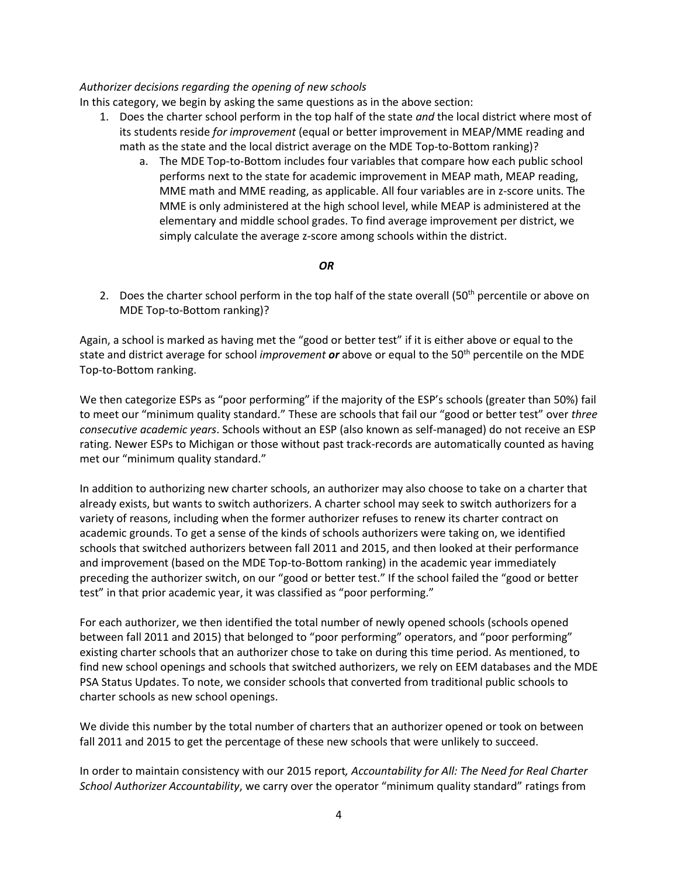*Authorizer decisions regarding the opening of new schools*

In this category, we begin by asking the same questions as in the above section:

1. Does the charter school perform in the top half of the state *and* the local district where most of its students reside *for improvement* (equal or better improvement in MEAP/MME reading and math as the state and the local district average on the MDE Top-to-Bottom ranking)?
   a. The MDE Top-to-Bottom includes four variables that compare how each public school performs next to the state for academic improvement in MEAP math, MEAP reading, MME math and MME reading, as applicable. All four variables are in z-score units. The MME is only administered at the high school level, while MEAP is administered at the elementary and middle school grades. To find average improvement per district, we simply calculate the average z-score among schools within the district.

***OR***

2. Does the charter school perform in the top half of the state overall (50th percentile or above on MDE Top-to-Bottom ranking)?

Again, a school is marked as having met the "good or better test" if it is either above or equal to the state and district average for school *improvement* ***or*** above or equal to the 50th percentile on the MDE Top-to-Bottom ranking.

We then categorize ESPs as "poor performing" if the majority of the ESP's schools (greater than 50%) fail to meet our "minimum quality standard." These are schools that fail our "good or better test" over *three consecutive academic years*. Schools without an ESP (also known as self-managed) do not receive an ESP rating. Newer ESPs to Michigan or those without past track-records are automatically counted as having met our "minimum quality standard."

In addition to authorizing new charter schools, an authorizer may also choose to take on a charter that already exists, but wants to switch authorizers. A charter school may seek to switch authorizers for a variety of reasons, including when the former authorizer refuses to renew its charter contract on academic grounds. To get a sense of the kinds of schools authorizers were taking on, we identified schools that switched authorizers between fall 2011 and 2015, and then looked at their performance and improvement (based on the MDE Top-to-Bottom ranking) in the academic year immediately preceding the authorizer switch, on our "good or better test." If the school failed the "good or better test" in that prior academic year, it was classified as "poor performing."

For each authorizer, we then identified the total number of newly opened schools (schools opened between fall 2011 and 2015) that belonged to "poor performing" operators, and "poor performing" existing charter schools that an authorizer chose to take on during this time period. As mentioned, to find new school openings and schools that switched authorizers, we rely on EEM databases and the MDE PSA Status Updates. To note, we consider schools that converted from traditional public schools to charter schools as new school openings.

We divide this number by the total number of charters that an authorizer opened or took on between fall 2011 and 2015 to get the percentage of these new schools that were unlikely to succeed.

In order to maintain consistency with our 2015 report*, Accountability for All: The Need for Real Charter School Authorizer Accountability*, we carry over the operator "minimum quality standard" ratings from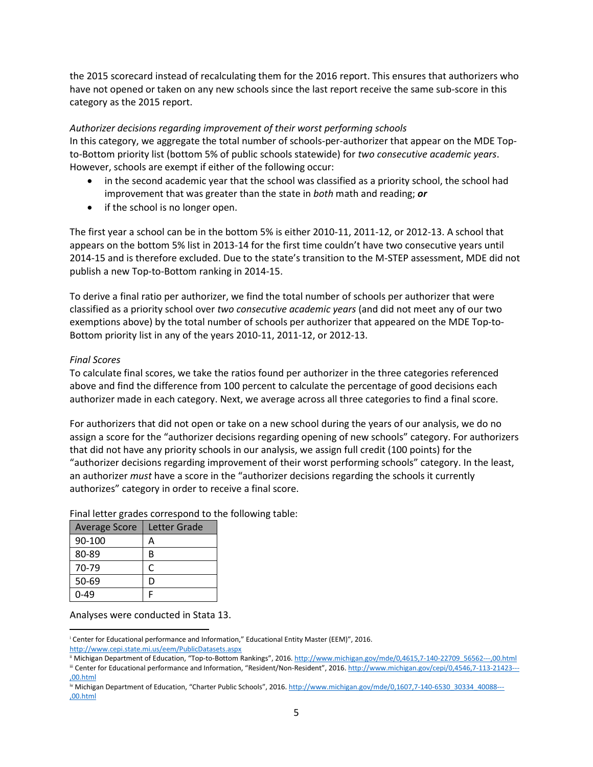the 2015 scorecard instead of recalculating them for the 2016 report. This ensures that authorizers who have not opened or taken on any new schools since the last report receive the same sub-score in this category as the 2015 report.

*Authorizer decisions regarding improvement of their worst performing schools*
In this category, we aggregate the total number of schools-per-authorizer that appear on the MDE Top-to-Bottom priority list (bottom 5% of public schools statewide) for *two consecutive academic years*. However, schools are exempt if either of the following occur:

- in the second academic year that the school was classified as a priority school, the school had improvement that was greater than the state in *both* math and reading; ***or***
- if the school is no longer open.

The first year a school can be in the bottom 5% is either 2010-11, 2011-12, or 2012-13. A school that appears on the bottom 5% list in 2013-14 for the first time couldn't have two consecutive years until 2014-15 and is therefore excluded. Due to the state's transition to the M-STEP assessment, MDE did not publish a new Top-to-Bottom ranking in 2014-15.

To derive a final ratio per authorizer, we find the total number of schools per authorizer that were classified as a priority school over *two consecutive academic years* (and did not meet any of our two exemptions above) by the total number of schools per authorizer that appeared on the MDE Top-to-Bottom priority list in any of the years 2010-11, 2011-12, or 2012-13.

*Final Scores*
To calculate final scores, we take the ratios found per authorizer in the three categories referenced above and find the difference from 100 percent to calculate the percentage of good decisions each authorizer made in each category. Next, we average across all three categories to find a final score.

For authorizers that did not open or take on a new school during the years of our analysis, we do no assign a score for the "authorizer decisions regarding opening of new schools" category. For authorizers that did not have any priority schools in our analysis, we assign full credit (100 points) for the "authorizer decisions regarding improvement of their worst performing schools" category. In the least, an authorizer *must* have a score in the "authorizer decisions regarding the schools it currently authorizes" category in order to receive a final score.

Final letter grades correspond to the following table:

| Average Score | Letter Grade |
|---|---|
| 90-100 | A |
| 80-89 | B |
| 70-79 | C |
| 50-69 | D |
| 0-49 | F |

Analyses were conducted in Stata 13.

---

[i] Center for Educational performance and Information," Educational Entity Master (EEM)", 2016. http://www.cepi.state.mi.us/eem/PublicDatasets.aspx

[ii] Michigan Department of Education, "Top-to-Bottom Rankings", 2016. http://www.michigan.gov/mde/0,4615,7-140-22709_56562---,00.html

[iii] Center for Educational performance and Information, "Resident/Non-Resident", 2016. http://www.michigan.gov/cepi/0,4546,7-113-21423---,00.html

[iv] Michigan Department of Education, "Charter Public Schools", 2016. http://www.michigan.gov/mde/0,1607,7-140-6530_30334_40088---,00.html